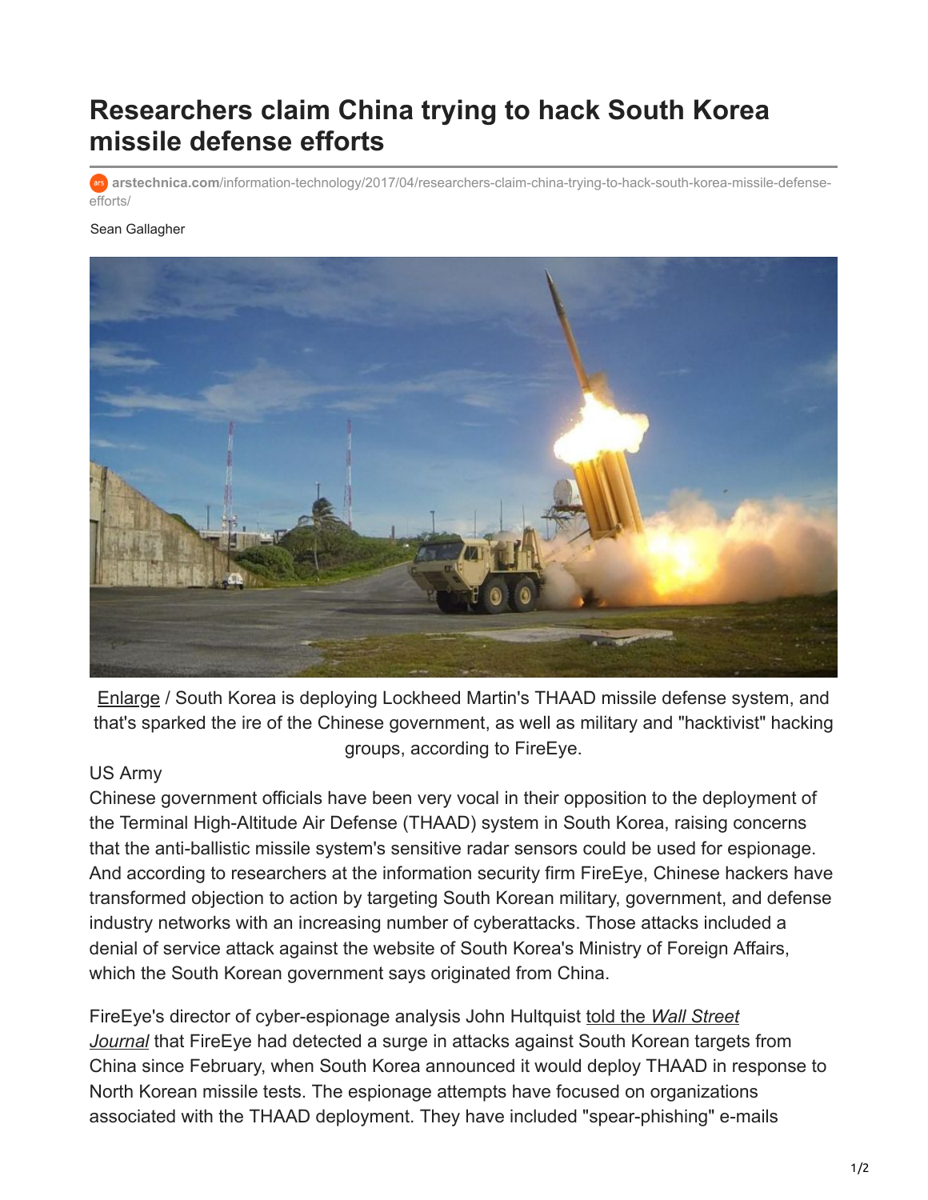# Researchers claim China trying to hack South Korea missile defense efforts

arstechnica.com/information-technology/2017/04/researchers-claim-china-trying-to-hack-south-korea-missile-defense-efforts/

Sean Gallagher

Enlarge / South Korea is deploying Lockheed Martin's THAAD missile defense system, and that's sparked the ire of the Chinese government, as well as military and "hacktivist" hacking groups, according to FireEye.

US Army

Chinese government officials have been very vocal in their opposition to the deployment of the Terminal High-Altitude Air Defense (THAAD) system in South Korea, raising concerns that the anti-ballistic missile system's sensitive radar sensors could be used for espionage. And according to researchers at the information security firm FireEye, Chinese hackers have transformed objection to action by targeting South Korean military, government, and defense industry networks with an increasing number of cyberattacks. Those attacks included a denial of service attack against the website of South Korea's Ministry of Foreign Affairs, which the South Korean government says originated from China.

FireEye's director of cyber-espionage analysis John Hultquist told the *Wall Street Journal* that FireEye had detected a surge in attacks against South Korean targets from China since February, when South Korea announced it would deploy THAAD in response to North Korean missile tests. The espionage attempts have focused on organizations associated with the THAAD deployment. They have included "spear-phishing" e-mails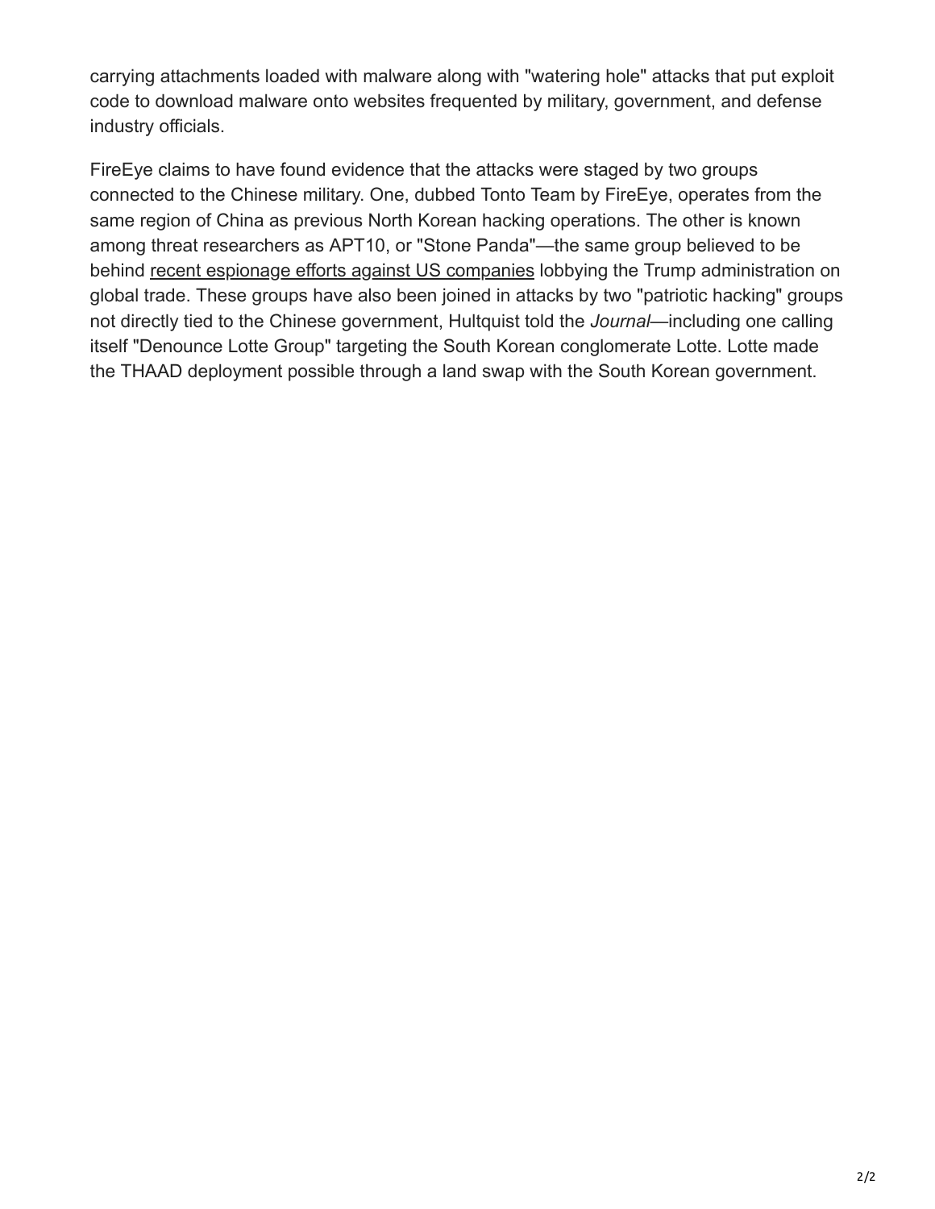carrying attachments loaded with malware along with "watering hole" attacks that put exploit code to download malware onto websites frequented by military, government, and defense industry officials.

FireEye claims to have found evidence that the attacks were staged by two groups connected to the Chinese military. One, dubbed Tonto Team by FireEye, operates from the same region of China as previous North Korean hacking operations. The other is known among threat researchers as APT10, or "Stone Panda"—the same group believed to be behind recent espionage efforts against US companies lobbying the Trump administration on global trade. These groups have also been joined in attacks by two "patriotic hacking" groups not directly tied to the Chinese government, Hultquist told the *Journal*—including one calling itself "Denounce Lotte Group" targeting the South Korean conglomerate Lotte. Lotte made the THAAD deployment possible through a land swap with the South Korean government.